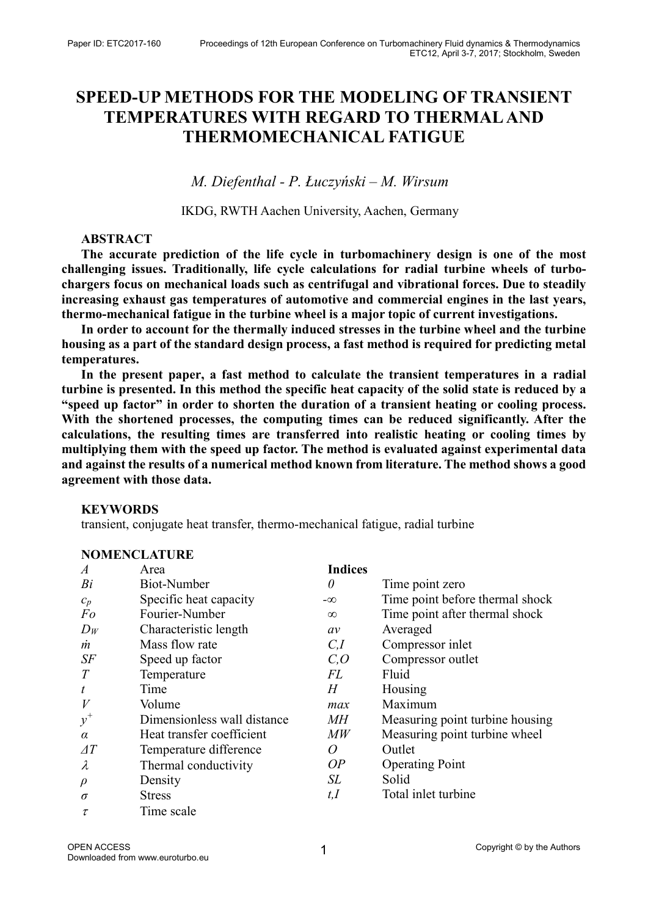# SPEED-UP METHODS FOR THE MODELING OF TRANSIENT TEMPERATURES WITH REGARD TO THERMAL AND THERMOMECHANICAL FATIGUE

*M. Diefenthal - P. Łuczyński – M. Wirsum*

IKDG, RWTH Aachen University, Aachen, Germany

## ABSTRACT

**The accurate prediction of the life cycle in turbomachinery design is one of the most challenging issues. Traditionally, life cycle calculations for radial turbine wheels of turbochargers focus on mechanical loads such as centrifugal and vibrational forces. Due to steadily increasing exhaust gas temperatures of automotive and commercial engines in the last years, thermo-mechanical fatigue in the turbine wheel is a major topic of current investigations.**

**In order to account for the thermally induced stresses in the turbine wheel and the turbine housing as a part of the standard design process, a fast method is required for predicting metal temperatures.**

**In the present paper, a fast method to calculate the transient temperatures in a radial turbine is presented. In this method the specific heat capacity of the solid state is reduced by a "speed up factor" in order to shorten the duration of a transient heating or cooling process. With the shortened processes, the computing times can be reduced significantly. After the calculations, the resulting times are transferred into realistic heating or cooling times by multiplying them with the speed up factor. The method is evaluated against experimental data and against the results of a numerical method known from literature. The method shows a good agreement with those data.**

## KEYWORDS

transient, conjugate heat transfer, thermo-mechanical fatigue, radial turbine

## NOMENCLATURE

| Symbol | Description | Indices | Description |
|---|---|---|---|
| $A$ | Area | $0$ | Time point zero |
| $Bi$ | Biot-Number | $-\infty$ | Time point before thermal shock |
| $c_p$ | Specific heat capacity | $\infty$ | Time point after thermal shock |
| $Fo$ | Fourier-Number | $av$ | Averaged |
| $D_W$ | Characteristic length | $C,I$ | Compressor inlet |
| $\dot{m}$ | Mass flow rate | $C,O$ | Compressor outlet |
| $SF$ | Speed up factor | $FL$ | Fluid |
| $T$ | Temperature | $H$ | Housing |
| $t$ | Time | $max$ | Maximum |
| $V$ | Volume | $MH$ | Measuring point turbine housing |
| $y^+$ | Dimensionless wall distance | $MW$ | Measuring point turbine wheel |
| $\alpha$ | Heat transfer coefficient | $O$ | Outlet |
| $\Delta T$ | Temperature difference | $OP$ | Operating Point |
| $\lambda$ | Thermal conductivity | $SL$ | Solid |
| $\rho$ | Density | $t,I$ | Total inlet turbine |
| $\sigma$ | Stress | | |
| $\tau$ | Time scale | | |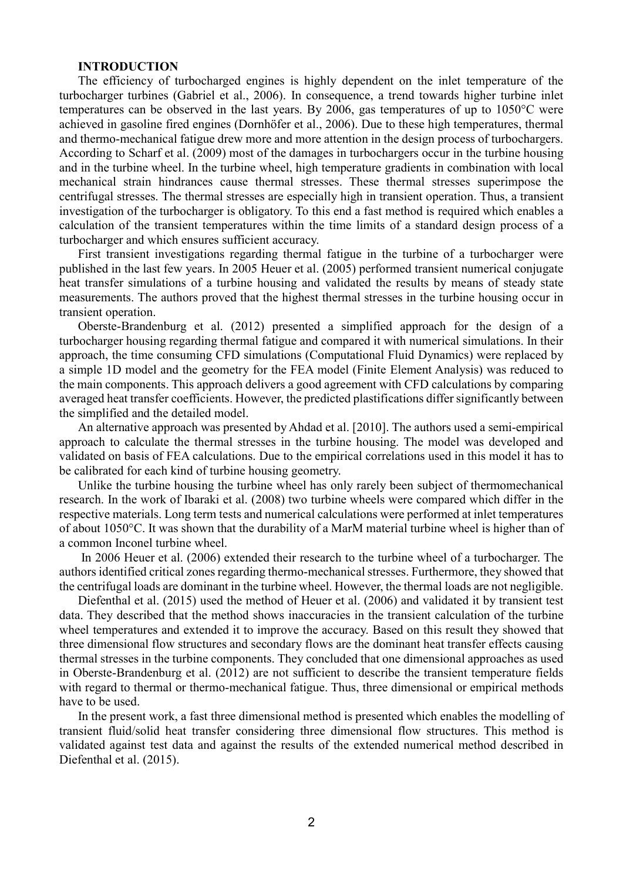## INTRODUCTION

The efficiency of turbocharged engines is highly dependent on the inlet temperature of the turbocharger turbines (Gabriel et al., 2006). In consequence, a trend towards higher turbine inlet temperatures can be observed in the last years. By 2006, gas temperatures of up to 1050°C were achieved in gasoline fired engines (Dornhöfer et al., 2006). Due to these high temperatures, thermal and thermo-mechanical fatigue drew more and more attention in the design process of turbochargers. According to Scharf et al. (2009) most of the damages in turbochargers occur in the turbine housing and in the turbine wheel. In the turbine wheel, high temperature gradients in combination with local mechanical strain hindrances cause thermal stresses. These thermal stresses superimpose the centrifugal stresses. The thermal stresses are especially high in transient operation. Thus, a transient investigation of the turbocharger is obligatory. To this end a fast method is required which enables a calculation of the transient temperatures within the time limits of a standard design process of a turbocharger and which ensures sufficient accuracy.

First transient investigations regarding thermal fatigue in the turbine of a turbocharger were published in the last few years. In 2005 Heuer et al. (2005) performed transient numerical conjugate heat transfer simulations of a turbine housing and validated the results by means of steady state measurements. The authors proved that the highest thermal stresses in the turbine housing occur in transient operation.

Oberste-Brandenburg et al. (2012) presented a simplified approach for the design of a turbocharger housing regarding thermal fatigue and compared it with numerical simulations. In their approach, the time consuming CFD simulations (Computational Fluid Dynamics) were replaced by a simple 1D model and the geometry for the FEA model (Finite Element Analysis) was reduced to the main components. This approach delivers a good agreement with CFD calculations by comparing averaged heat transfer coefficients. However, the predicted plastifications differ significantly between the simplified and the detailed model.

An alternative approach was presented by Ahdad et al. [2010]. The authors used a semi-empirical approach to calculate the thermal stresses in the turbine housing. The model was developed and validated on basis of FEA calculations. Due to the empirical correlations used in this model it has to be calibrated for each kind of turbine housing geometry.

Unlike the turbine housing the turbine wheel has only rarely been subject of thermomechanical research. In the work of Ibaraki et al. (2008) two turbine wheels were compared which differ in the respective materials. Long term tests and numerical calculations were performed at inlet temperatures of about 1050°C. It was shown that the durability of a MarM material turbine wheel is higher than of a common Inconel turbine wheel.

In 2006 Heuer et al. (2006) extended their research to the turbine wheel of a turbocharger. The authors identified critical zones regarding thermo-mechanical stresses. Furthermore, they showed that the centrifugal loads are dominant in the turbine wheel. However, the thermal loads are not negligible.

Diefenthal et al. (2015) used the method of Heuer et al. (2006) and validated it by transient test data. They described that the method shows inaccuracies in the transient calculation of the turbine wheel temperatures and extended it to improve the accuracy. Based on this result they showed that three dimensional flow structures and secondary flows are the dominant heat transfer effects causing thermal stresses in the turbine components. They concluded that one dimensional approaches as used in Oberste-Brandenburg et al. (2012) are not sufficient to describe the transient temperature fields with regard to thermal or thermo-mechanical fatigue. Thus, three dimensional or empirical methods have to be used.

In the present work, a fast three dimensional method is presented which enables the modelling of transient fluid/solid heat transfer considering three dimensional flow structures. This method is validated against test data and against the results of the extended numerical method described in Diefenthal et al. (2015).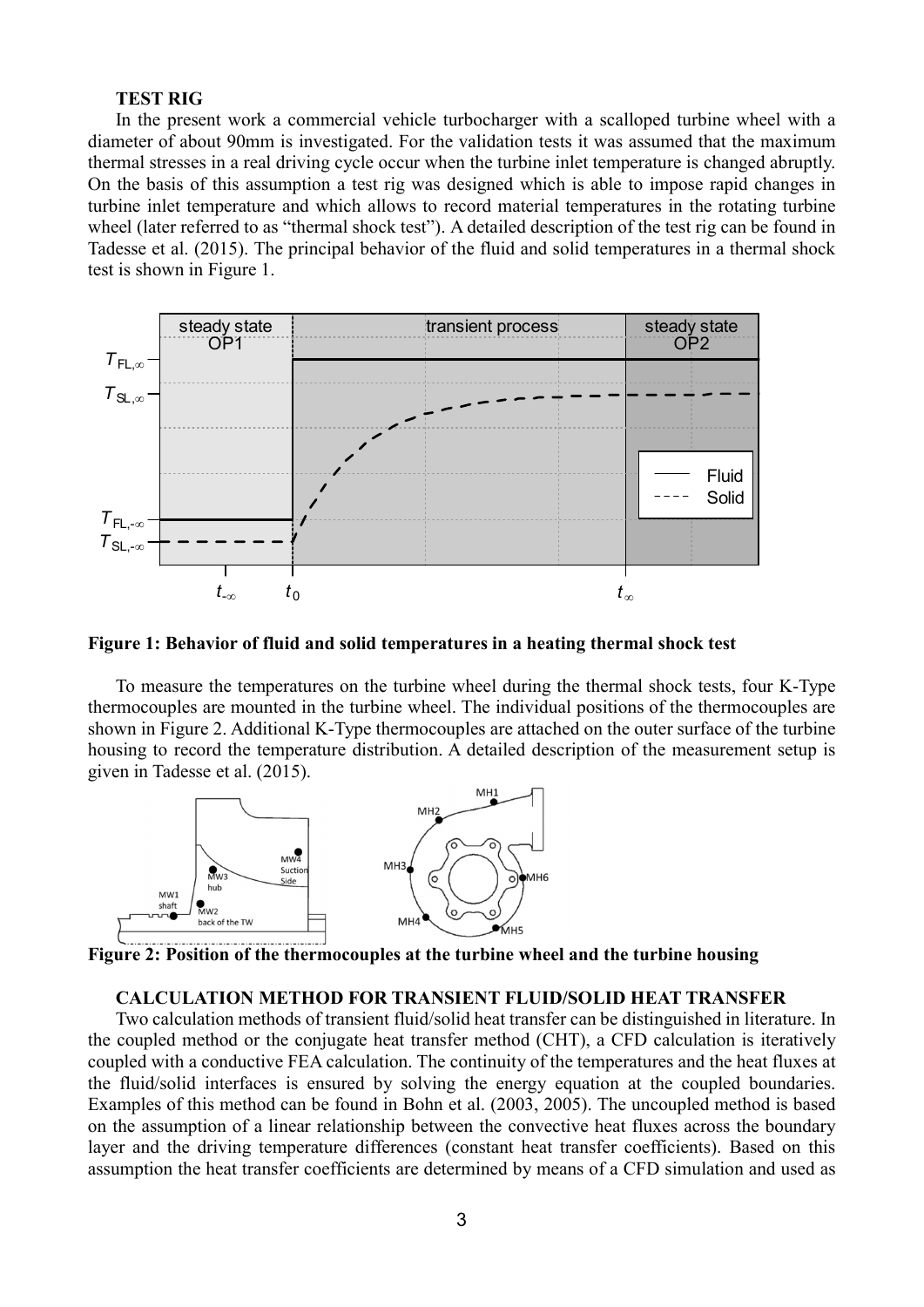**TEST RIG**

In the present work a commercial vehicle turbocharger with a scalloped turbine wheel with a diameter of about 90mm is investigated. For the validation tests it was assumed that the maximum thermal stresses in a real driving cycle occur when the turbine inlet temperature is changed abruptly. On the basis of this assumption a test rig was designed which is able to impose rapid changes in turbine inlet temperature and which allows to record material temperatures in the rotating turbine wheel (later referred to as "thermal shock test"). A detailed description of the test rig can be found in Tadesse et al. (2015). The principal behavior of the fluid and solid temperatures in a thermal shock test is shown in Figure 1.

**Figure 1: Behavior of fluid and solid temperatures in a heating thermal shock test**

To measure the temperatures on the turbine wheel during the thermal shock tests, four K-Type thermocouples are mounted in the turbine wheel. The individual positions of the thermocouples are shown in Figure 2. Additional K-Type thermocouples are attached on the outer surface of the turbine housing to record the temperature distribution. A detailed description of the measurement setup is given in Tadesse et al. (2015).

**Figure 2: Position of the thermocouples at the turbine wheel and the turbine housing**

**CALCULATION METHOD FOR TRANSIENT FLUID/SOLID HEAT TRANSFER**

Two calculation methods of transient fluid/solid heat transfer can be distinguished in literature. In the coupled method or the conjugate heat transfer method (CHT), a CFD calculation is iteratively coupled with a conductive FEA calculation. The continuity of the temperatures and the heat fluxes at the fluid/solid interfaces is ensured by solving the energy equation at the coupled boundaries. Examples of this method can be found in Bohn et al. (2003, 2005). The uncoupled method is based on the assumption of a linear relationship between the convective heat fluxes across the boundary layer and the driving temperature differences (constant heat transfer coefficients). Based on this assumption the heat transfer coefficients are determined by means of a CFD simulation and used as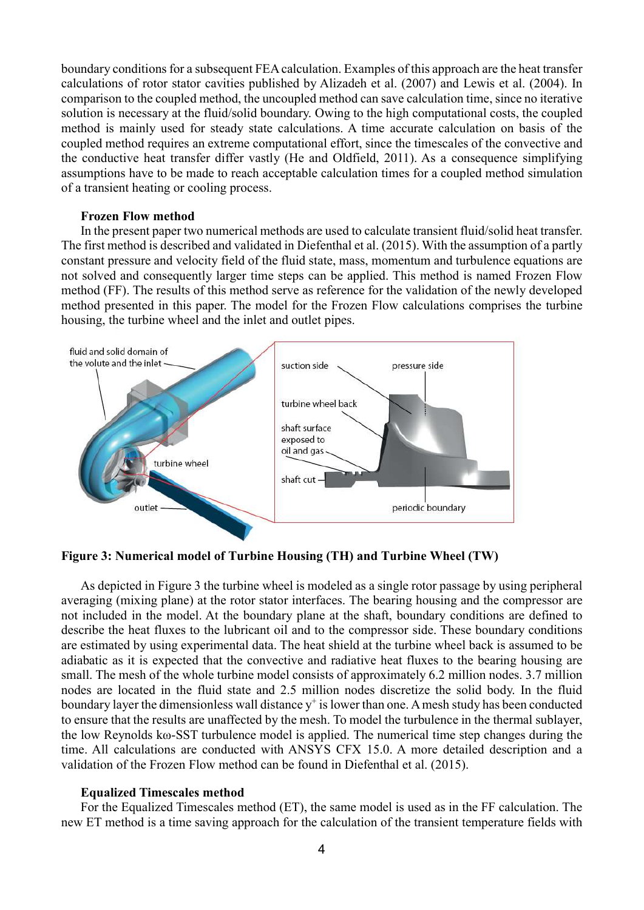boundary conditions for a subsequent FEA calculation. Examples of this approach are the heat transfer calculations of rotor stator cavities published by Alizadeh et al. (2007) and Lewis et al. (2004). In comparison to the coupled method, the uncoupled method can save calculation time, since no iterative solution is necessary at the fluid/solid boundary. Owing to the high computational costs, the coupled method is mainly used for steady state calculations. A time accurate calculation on basis of the coupled method requires an extreme computational effort, since the timescales of the convective and the conductive heat transfer differ vastly (He and Oldfield, 2011). As a consequence simplifying assumptions have to be made to reach acceptable calculation times for a coupled method simulation of a transient heating or cooling process.

**Frozen Flow method**

In the present paper two numerical methods are used to calculate transient fluid/solid heat transfer. The first method is described and validated in Diefenthal et al. (2015). With the assumption of a partly constant pressure and velocity field of the fluid state, mass, momentum and turbulence equations are not solved and consequently larger time steps can be applied. This method is named Frozen Flow method (FF). The results of this method serve as reference for the validation of the newly developed method presented in this paper. The model for the Frozen Flow calculations comprises the turbine housing, the turbine wheel and the inlet and outlet pipes.

**Figure 3: Numerical model of Turbine Housing (TH) and Turbine Wheel (TW)**

As depicted in Figure 3 the turbine wheel is modeled as a single rotor passage by using peripheral averaging (mixing plane) at the rotor stator interfaces. The bearing housing and the compressor are not included in the model. At the boundary plane at the shaft, boundary conditions are defined to describe the heat fluxes to the lubricant oil and to the compressor side. These boundary conditions are estimated by using experimental data. The heat shield at the turbine wheel back is assumed to be adiabatic as it is expected that the convective and radiative heat fluxes to the bearing housing are small. The mesh of the whole turbine model consists of approximately 6.2 million nodes. 3.7 million nodes are located in the fluid state and 2.5 million nodes discretize the solid body. In the fluid boundary layer the dimensionless wall distance $y^+$ is lower than one. A mesh study has been conducted to ensure that the results are unaffected by the mesh. To model the turbulence in the thermal sublayer, the low Reynolds kω-SST turbulence model is applied. The numerical time step changes during the time. All calculations are conducted with ANSYS CFX 15.0. A more detailed description and a validation of the Frozen Flow method can be found in Diefenthal et al. (2015).

**Equalized Timescales method**

For the Equalized Timescales method (ET), the same model is used as in the FF calculation. The new ET method is a time saving approach for the calculation of the transient temperature fields with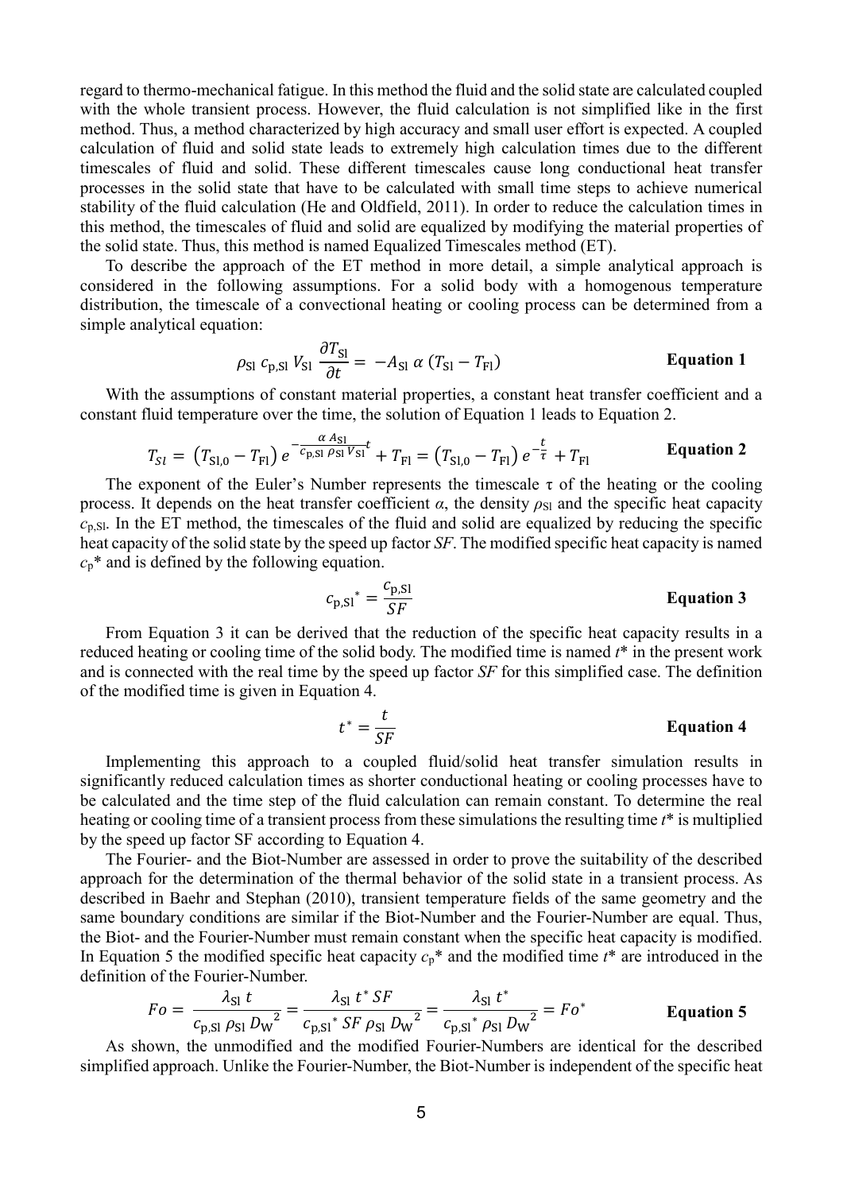regard to thermo-mechanical fatigue. In this method the fluid and the solid state are calculated coupled with the whole transient process. However, the fluid calculation is not simplified like in the first method. Thus, a method characterized by high accuracy and small user effort is expected. A coupled calculation of fluid and solid state leads to extremely high calculation times due to the different timescales of fluid and solid. These different timescales cause long conductional heat transfer processes in the solid state that have to be calculated with small time steps to achieve numerical stability of the fluid calculation (He and Oldfield, 2011). In order to reduce the calculation times in this method, the timescales of fluid and solid are equalized by modifying the material properties of the solid state. Thus, this method is named Equalized Timescales method (ET).

To describe the approach of the ET method in more detail, a simple analytical approach is considered in the following assumptions. For a solid body with a homogenous temperature distribution, the timescale of a convectional heating or cooling process can be determined from a simple analytical equation:

$$\rho_{\mathrm{Sl}}\, c_{\mathrm{p,Sl}}\, V_{\mathrm{Sl}}\, \frac{\partial T_{\mathrm{Sl}}}{\partial t} = -A_{\mathrm{Sl}}\, \alpha\, (T_{\mathrm{Sl}} - T_{\mathrm{Fl}}) \qquad \textbf{Equation 1}$$

With the assumptions of constant material properties, a constant heat transfer coefficient and a constant fluid temperature over the time, the solution of Equation 1 leads to Equation 2.

$$T_{Sl} = \left(T_{\mathrm{Sl,0}} - T_{\mathrm{Fl}}\right) e^{-\frac{\alpha\, A_{\mathrm{Sl}}}{c_{\mathrm{p,Sl}}\, \rho_{\mathrm{Sl}}\, V_{\mathrm{Sl}}} t} + T_{\mathrm{Fl}} = \left(T_{\mathrm{Sl,0}} - T_{\mathrm{Fl}}\right) e^{-\frac{t}{\tau}} + T_{\mathrm{Fl}} \qquad \textbf{Equation 2}$$

The exponent of the Euler's Number represents the timescale $\tau$ of the heating or the cooling process. It depends on the heat transfer coefficient $\alpha$, the density $\rho_{\mathrm{Sl}}$ and the specific heat capacity $c_{\mathrm{p,Sl}}$. In the ET method, the timescales of the fluid and solid are equalized by reducing the specific heat capacity of the solid state by the speed up factor *SF*. The modified specific heat capacity is named $c_p$* and is defined by the following equation.

$$c_{\mathrm{p,Sl}}{}^{*} = \frac{c_{\mathrm{p,Sl}}}{SF} \qquad \textbf{Equation 3}$$

From Equation 3 it can be derived that the reduction of the specific heat capacity results in a reduced heating or cooling time of the solid body. The modified time is named $t$* in the present work and is connected with the real time by the speed up factor *SF* for this simplified case. The definition of the modified time is given in Equation 4.

$$t^{*} = \frac{t}{SF} \qquad \textbf{Equation 4}$$

Implementing this approach to a coupled fluid/solid heat transfer simulation results in significantly reduced calculation times as shorter conductional heating or cooling processes have to be calculated and the time step of the fluid calculation can remain constant. To determine the real heating or cooling time of a transient process from these simulations the resulting time $t$* is multiplied by the speed up factor SF according to Equation 4.

The Fourier- and the Biot-Number are assessed in order to prove the suitability of the described approach for the determination of the thermal behavior of the solid state in a transient process. As described in Baehr and Stephan (2010), transient temperature fields of the same geometry and the same boundary conditions are similar if the Biot-Number and the Fourier-Number are equal. Thus, the Biot- and the Fourier-Number must remain constant when the specific heat capacity is modified. In Equation 5 the modified specific heat capacity $c_p$* and the modified time $t$* are introduced in the definition of the Fourier-Number.

$$Fo = \frac{\lambda_{\mathrm{Sl}}\, t}{c_{\mathrm{p,Sl}}\, \rho_{\mathrm{Sl}}\, {D_{\mathrm{W}}}^{2}} = \frac{\lambda_{\mathrm{Sl}}\, t^{*}\, SF}{c_{\mathrm{p,Sl}}{}^{*}\, SF\, \rho_{\mathrm{Sl}}\, {D_{\mathrm{W}}}^{2}} = \frac{\lambda_{\mathrm{Sl}}\, t^{*}}{c_{\mathrm{p,Sl}}{}^{*}\, \rho_{\mathrm{Sl}}\, {D_{\mathrm{W}}}^{2}} = Fo^{*} \qquad \textbf{Equation 5}$$

As shown, the unmodified and the modified Fourier-Numbers are identical for the described simplified approach. Unlike the Fourier-Number, the Biot-Number is independent of the specific heat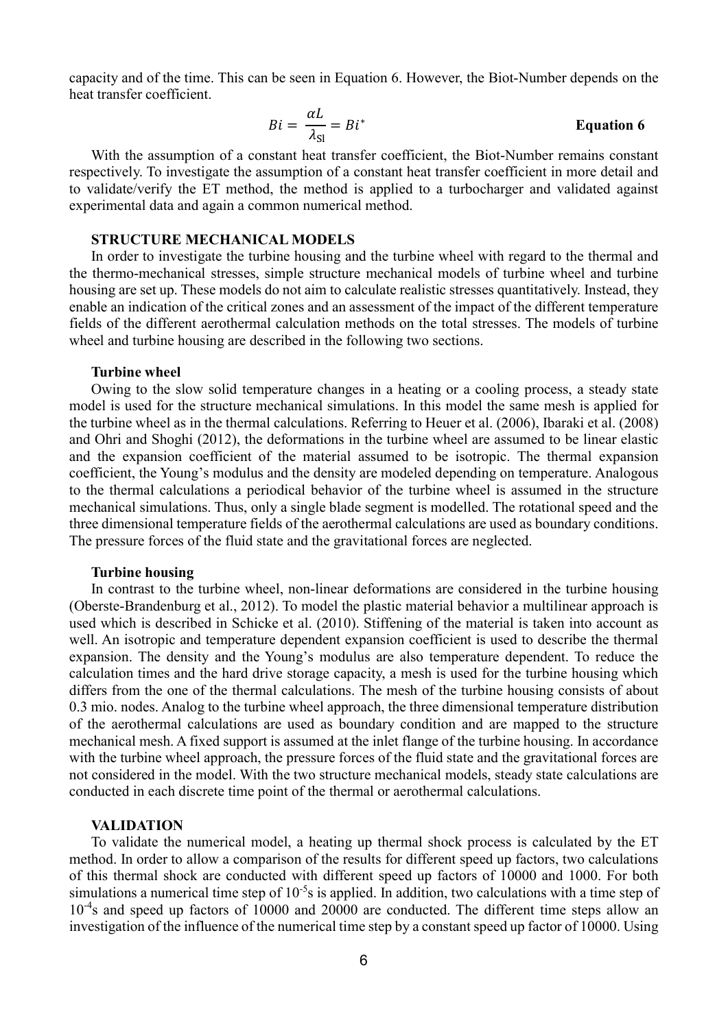capacity and of the time. This can be seen in Equation 6. However, the Biot-Number depends on the heat transfer coefficient.

$$Bi = \frac{\alpha L}{\lambda_{\mathrm{Sl}}} = Bi^{*} \qquad \textbf{Equation 6}$$

With the assumption of a constant heat transfer coefficient, the Biot-Number remains constant respectively. To investigate the assumption of a constant heat transfer coefficient in more detail and to validate/verify the ET method, the method is applied to a turbocharger and validated against experimental data and again a common numerical method.

## STRUCTURE MECHANICAL MODELS

In order to investigate the turbine housing and the turbine wheel with regard to the thermal and the thermo-mechanical stresses, simple structure mechanical models of turbine wheel and turbine housing are set up. These models do not aim to calculate realistic stresses quantitatively. Instead, they enable an indication of the critical zones and an assessment of the impact of the different temperature fields of the different aerothermal calculation methods on the total stresses. The models of turbine wheel and turbine housing are described in the following two sections.

### Turbine wheel

Owing to the slow solid temperature changes in a heating or a cooling process, a steady state model is used for the structure mechanical simulations. In this model the same mesh is applied for the turbine wheel as in the thermal calculations. Referring to Heuer et al. (2006), Ibaraki et al. (2008) and Ohri and Shoghi (2012), the deformations in the turbine wheel are assumed to be linear elastic and the expansion coefficient of the material assumed to be isotropic. The thermal expansion coefficient, the Young's modulus and the density are modeled depending on temperature. Analogous to the thermal calculations a periodical behavior of the turbine wheel is assumed in the structure mechanical simulations. Thus, only a single blade segment is modelled. The rotational speed and the three dimensional temperature fields of the aerothermal calculations are used as boundary conditions. The pressure forces of the fluid state and the gravitational forces are neglected.

### Turbine housing

In contrast to the turbine wheel, non-linear deformations are considered in the turbine housing (Oberste-Brandenburg et al., 2012). To model the plastic material behavior a multilinear approach is used which is described in Schicke et al. (2010). Stiffening of the material is taken into account as well. An isotropic and temperature dependent expansion coefficient is used to describe the thermal expansion. The density and the Young's modulus are also temperature dependent. To reduce the calculation times and the hard drive storage capacity, a mesh is used for the turbine housing which differs from the one of the thermal calculations. The mesh of the turbine housing consists of about 0.3 mio. nodes. Analog to the turbine wheel approach, the three dimensional temperature distribution of the aerothermal calculations are used as boundary condition and are mapped to the structure mechanical mesh. A fixed support is assumed at the inlet flange of the turbine housing. In accordance with the turbine wheel approach, the pressure forces of the fluid state and the gravitational forces are not considered in the model. With the two structure mechanical models, steady state calculations are conducted in each discrete time point of the thermal or aerothermal calculations.

## VALIDATION

To validate the numerical model, a heating up thermal shock process is calculated by the ET method. In order to allow a comparison of the results for different speed up factors, two calculations of this thermal shock are conducted with different speed up factors of 10000 and 1000. For both simulations a numerical time step of $10^{-5}$s is applied. In addition, two calculations with a time step of $10^{-4}$s and speed up factors of 10000 and 20000 are conducted. The different time steps allow an investigation of the influence of the numerical time step by a constant speed up factor of 10000. Using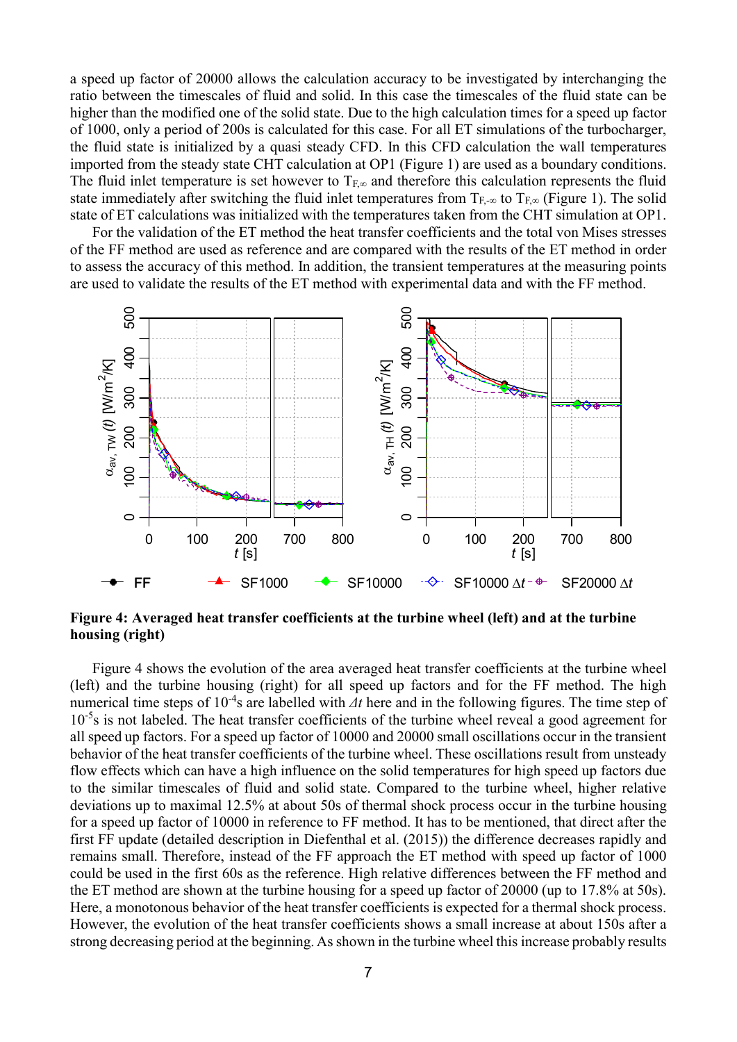a speed up factor of 20000 allows the calculation accuracy to be investigated by interchanging the ratio between the timescales of fluid and solid. In this case the timescales of the fluid state can be higher than the modified one of the solid state. Due to the high calculation times for a speed up factor of 1000, only a period of 200s is calculated for this case. For all ET simulations of the turbocharger, the fluid state is initialized by a quasi steady CFD. In this CFD calculation the wall temperatures imported from the steady state CHT calculation at OP1 (Figure 1) are used as a boundary conditions. The fluid inlet temperature is set however to $T_{F,\infty}$ and therefore this calculation represents the fluid state immediately after switching the fluid inlet temperatures from $T_{F,-\infty}$ to $T_{F,\infty}$ (Figure 1). The solid state of ET calculations was initialized with the temperatures taken from the CHT simulation at OP1.

For the validation of the ET method the heat transfer coefficients and the total von Mises stresses of the FF method are used as reference and are compared with the results of the ET method in order to assess the accuracy of this method. In addition, the transient temperatures at the measuring points are used to validate the results of the ET method with experimental data and with the FF method.

**Figure 4: Averaged heat transfer coefficients at the turbine wheel (left) and at the turbine housing (right)**

Figure 4 shows the evolution of the area averaged heat transfer coefficients at the turbine wheel (left) and the turbine housing (right) for all speed up factors and for the FF method. The high numerical time steps of $10^{-4}$s are labelled with *Δt* here and in the following figures. The time step of $10^{-5}$s is not labeled. The heat transfer coefficients of the turbine wheel reveal a good agreement for all speed up factors. For a speed up factor of 10000 and 20000 small oscillations occur in the transient behavior of the heat transfer coefficients of the turbine wheel. These oscillations result from unsteady flow effects which can have a high influence on the solid temperatures for high speed up factors due to the similar timescales of fluid and solid state. Compared to the turbine wheel, higher relative deviations up to maximal 12.5% at about 50s of thermal shock process occur in the turbine housing for a speed up factor of 10000 in reference to FF method. It has to be mentioned, that direct after the first FF update (detailed description in Diefenthal et al. (2015)) the difference decreases rapidly and remains small. Therefore, instead of the FF approach the ET method with speed up factor of 1000 could be used in the first 60s as the reference. High relative differences between the FF method and the ET method are shown at the turbine housing for a speed up factor of 20000 (up to 17.8% at 50s). Here, a monotonous behavior of the heat transfer coefficients is expected for a thermal shock process. However, the evolution of the heat transfer coefficients shows a small increase at about 150s after a strong decreasing period at the beginning. As shown in the turbine wheel this increase probably results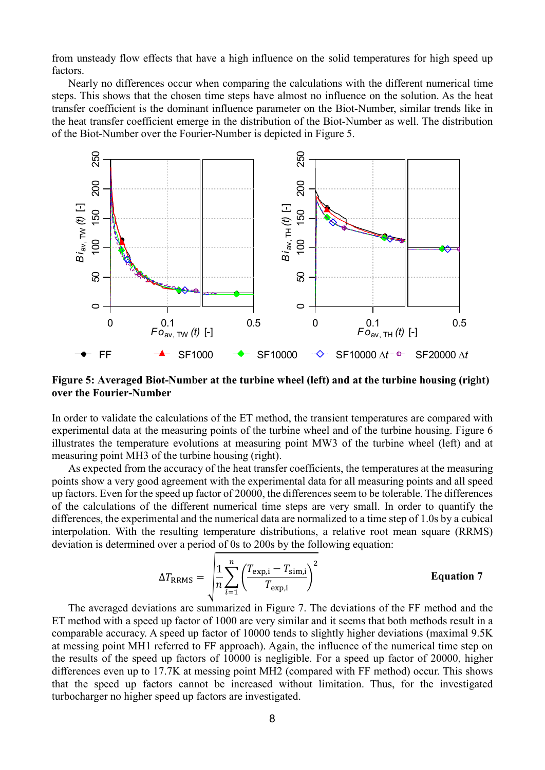from unsteady flow effects that have a high influence on the solid temperatures for high speed up factors.

Nearly no differences occur when comparing the calculations with the different numerical time steps. This shows that the chosen time steps have almost no influence on the solution. As the heat transfer coefficient is the dominant influence parameter on the Biot-Number, similar trends like in the heat transfer coefficient emerge in the distribution of the Biot-Number as well. The distribution of the Biot-Number over the Fourier-Number is depicted in Figure 5.

**Figure 5: Averaged Biot-Number at the turbine wheel (left) and at the turbine housing (right) over the Fourier-Number**

In order to validate the calculations of the ET method, the transient temperatures are compared with experimental data at the measuring points of the turbine wheel and of the turbine housing. Figure 6 illustrates the temperature evolutions at measuring point MW3 of the turbine wheel (left) and at measuring point MH3 of the turbine housing (right).

As expected from the accuracy of the heat transfer coefficients, the temperatures at the measuring points show a very good agreement with the experimental data for all measuring points and all speed up factors. Even for the speed up factor of 20000, the differences seem to be tolerable. The differences of the calculations of the different numerical time steps are very small. In order to quantify the differences, the experimental and the numerical data are normalized to a time step of 1.0s by a cubical interpolation. With the resulting temperature distributions, a relative root mean square (RRMS) deviation is determined over a period of 0s to 200s by the following equation:

$$\Delta T_{\mathrm{RRMS}} = \sqrt{\frac{1}{n}\sum_{i=1}^{n}\left(\frac{T_{\mathrm{exp,i}} - T_{\mathrm{sim,i}}}{T_{\mathrm{exp,i}}}\right)^2} \qquad \textbf{Equation 7}$$

The averaged deviations are summarized in Figure 7. The deviations of the FF method and the ET method with a speed up factor of 1000 are very similar and it seems that both methods result in a comparable accuracy. A speed up factor of 10000 tends to slightly higher deviations (maximal 9.5K at messing point MH1 referred to FF approach). Again, the influence of the numerical time step on the results of the speed up factors of 10000 is negligible. For a speed up factor of 20000, higher differences even up to 17.7K at messing point MH2 (compared with FF method) occur. This shows that the speed up factors cannot be increased without limitation. Thus, for the investigated turbocharger no higher speed up factors are investigated.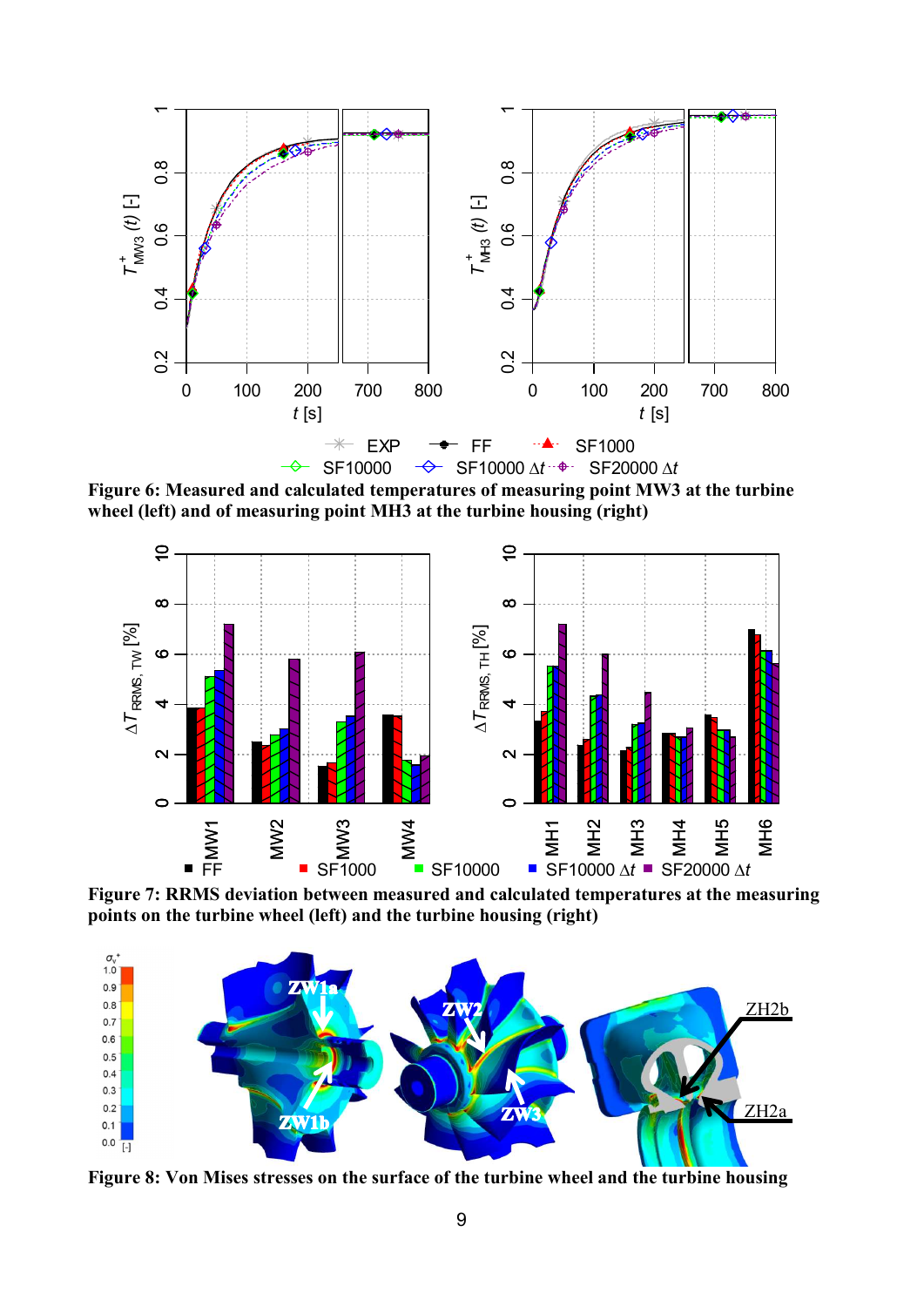**Figure 6: Measured and calculated temperatures of measuring point MW3 at the turbine wheel (left) and of measuring point MH3 at the turbine housing (right)**

**Figure 7: RRMS deviation between measured and calculated temperatures at the measuring points on the turbine wheel (left) and the turbine housing (right)**

**Figure 8: Von Mises stresses on the surface of the turbine wheel and the turbine housing**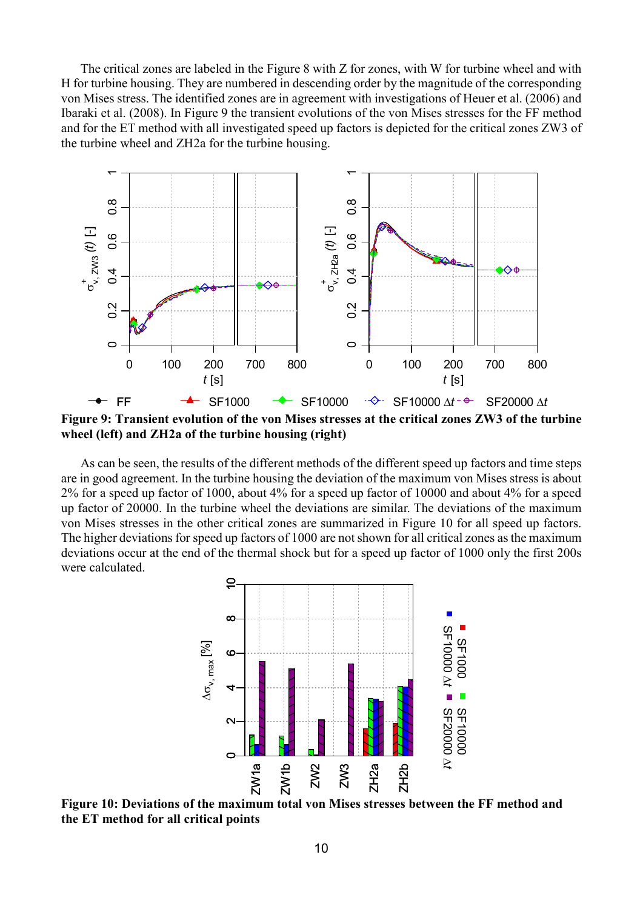The critical zones are labeled in the Figure 8 with Z for zones, with W for turbine wheel and with H for turbine housing. They are numbered in descending order by the magnitude of the corresponding von Mises stress. The identified zones are in agreement with investigations of Heuer et al. (2006) and Ibaraki et al. (2008). In Figure 9 the transient evolutions of the von Mises stresses for the FF method and for the ET method with all investigated speed up factors is depicted for the critical zones ZW3 of the turbine wheel and ZH2a for the turbine housing.

**Figure 9: Transient evolution of the von Mises stresses at the critical zones ZW3 of the turbine wheel (left) and ZH2a of the turbine housing (right)**

As can be seen, the results of the different methods of the different speed up factors and time steps are in good agreement. In the turbine housing the deviation of the maximum von Mises stress is about 2% for a speed up factor of 1000, about 4% for a speed up factor of 10000 and about 4% for a speed up factor of 20000. In the turbine wheel the deviations are similar. The deviations of the maximum von Mises stresses in the other critical zones are summarized in Figure 10 for all speed up factors. The higher deviations for speed up factors of 1000 are not shown for all critical zones as the maximum deviations occur at the end of the thermal shock but for a speed up factor of 1000 only the first 200s were calculated.

**Figure 10: Deviations of the maximum total von Mises stresses between the FF method and the ET method for all critical points**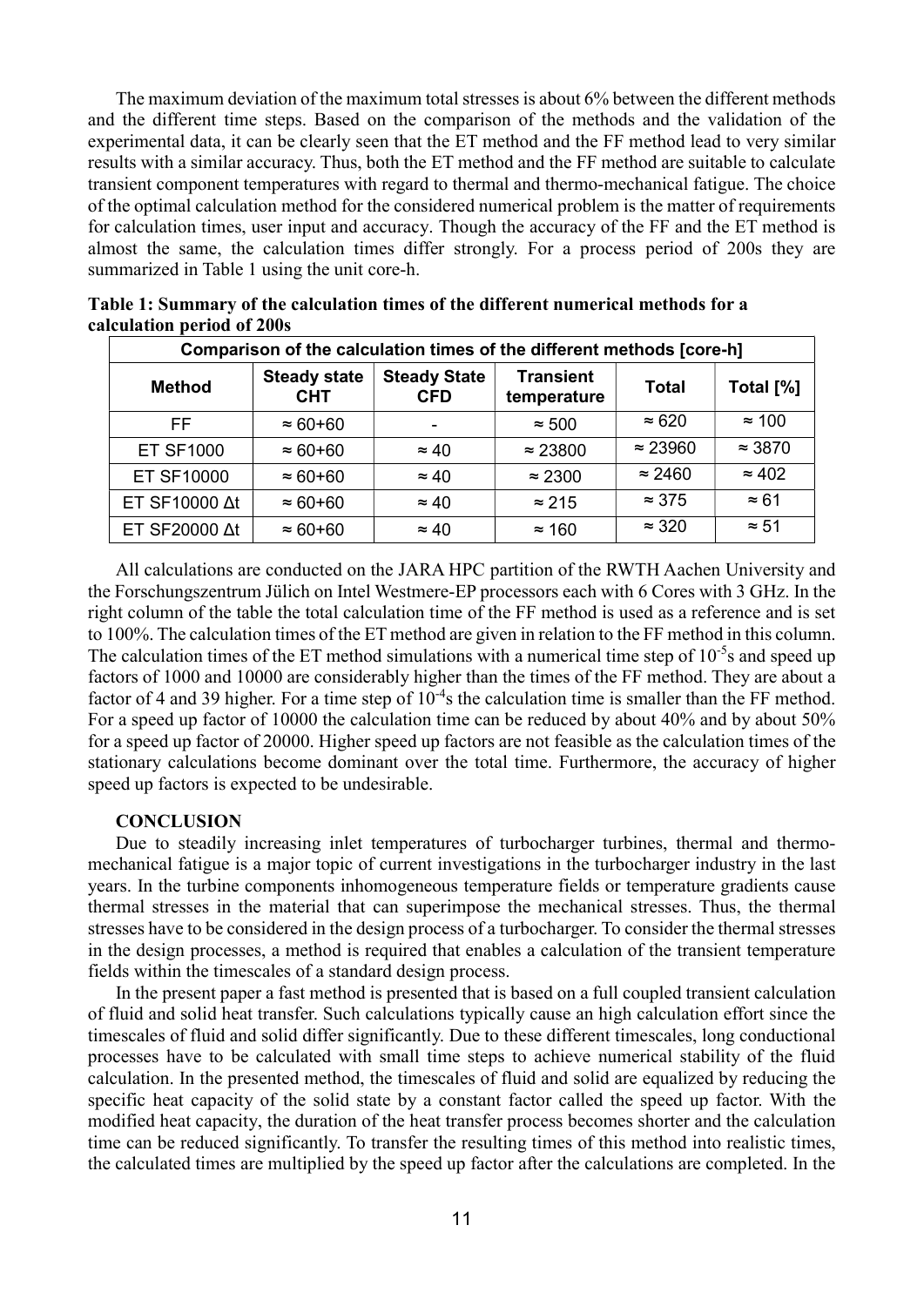The maximum deviation of the maximum total stresses is about 6% between the different methods and the different time steps. Based on the comparison of the methods and the validation of the experimental data, it can be clearly seen that the ET method and the FF method lead to very similar results with a similar accuracy. Thus, both the ET method and the FF method are suitable to calculate transient component temperatures with regard to thermal and thermo-mechanical fatigue. The choice of the optimal calculation method for the considered numerical problem is the matter of requirements for calculation times, user input and accuracy. Though the accuracy of the FF and the ET method is almost the same, the calculation times differ strongly. For a process period of 200s they are summarized in Table 1 using the unit core-h.

**Table 1: Summary of the calculation times of the different numerical methods for a calculation period of 200s**

| Comparison of the calculation times of the different methods [core-h] | | | | | |
|---|---|---|---|---|---|
| **Method** | **Steady state CHT** | **Steady State CFD** | **Transient temperature** | **Total** | **Total [%]** |
| FF | ≈ 60+60 | - | ≈ 500 | ≈ 620 | ≈ 100 |
| ET SF1000 | ≈ 60+60 | ≈ 40 | ≈ 23800 | ≈ 23960 | ≈ 3870 |
| ET SF10000 | ≈ 60+60 | ≈ 40 | ≈ 2300 | ≈ 2460 | ≈ 402 |
| ET SF10000 Δt | ≈ 60+60 | ≈ 40 | ≈ 215 | ≈ 375 | ≈ 61 |
| ET SF20000 Δt | ≈ 60+60 | ≈ 40 | ≈ 160 | ≈ 320 | ≈ 51 |

All calculations are conducted on the JARA HPC partition of the RWTH Aachen University and the Forschungszentrum Jülich on Intel Westmere-EP processors each with 6 Cores with 3 GHz. In the right column of the table the total calculation time of the FF method is used as a reference and is set to 100%. The calculation times of the ET method are given in relation to the FF method in this column. The calculation times of the ET method simulations with a numerical time step of $10^{-5}$s and speed up factors of 1000 and 10000 are considerably higher than the times of the FF method. They are about a factor of 4 and 39 higher. For a time step of $10^{-4}$s the calculation time is smaller than the FF method. For a speed up factor of 10000 the calculation time can be reduced by about 40% and by about 50% for a speed up factor of 20000. Higher speed up factors are not feasible as the calculation times of the stationary calculations become dominant over the total time. Furthermore, the accuracy of higher speed up factors is expected to be undesirable.

## CONCLUSION

Due to steadily increasing inlet temperatures of turbocharger turbines, thermal and thermo-mechanical fatigue is a major topic of current investigations in the turbocharger industry in the last years. In the turbine components inhomogeneous temperature fields or temperature gradients cause thermal stresses in the material that can superimpose the mechanical stresses. Thus, the thermal stresses have to be considered in the design process of a turbocharger. To consider the thermal stresses in the design processes, a method is required that enables a calculation of the transient temperature fields within the timescales of a standard design process.

In the present paper a fast method is presented that is based on a full coupled transient calculation of fluid and solid heat transfer. Such calculations typically cause an high calculation effort since the timescales of fluid and solid differ significantly. Due to these different timescales, long conductional processes have to be calculated with small time steps to achieve numerical stability of the fluid calculation. In the presented method, the timescales of fluid and solid are equalized by reducing the specific heat capacity of the solid state by a constant factor called the speed up factor. With the modified heat capacity, the duration of the heat transfer process becomes shorter and the calculation time can be reduced significantly. To transfer the resulting times of this method into realistic times, the calculated times are multiplied by the speed up factor after the calculations are completed. In the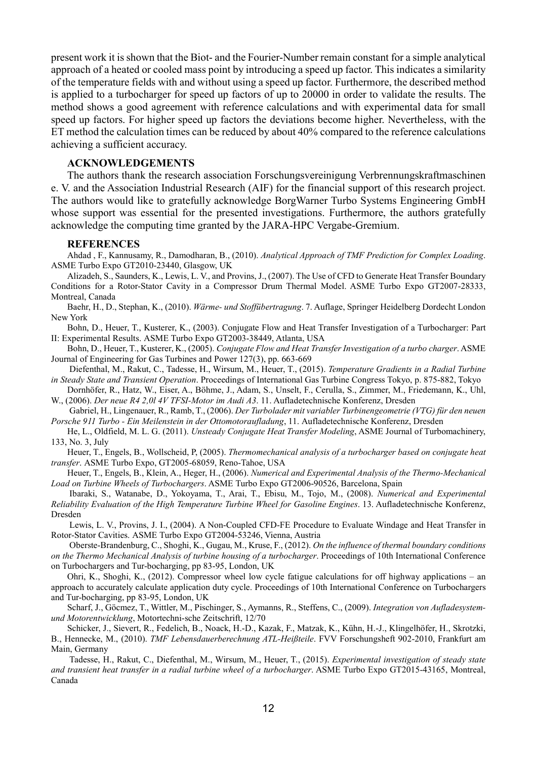present work it is shown that the Biot- and the Fourier-Number remain constant for a simple analytical approach of a heated or cooled mass point by introducing a speed up factor. This indicates a similarity of the temperature fields with and without using a speed up factor. Furthermore, the described method is applied to a turbocharger for speed up factors of up to 20000 in order to validate the results. The method shows a good agreement with reference calculations and with experimental data for small speed up factors. For higher speed up factors the deviations become higher. Nevertheless, with the ET method the calculation times can be reduced by about 40% compared to the reference calculations achieving a sufficient accuracy.

## ACKNOWLEDGEMENTS

The authors thank the research association Forschungsvereinigung Verbrennungskraftmaschinen e. V. and the Association Industrial Research (AIF) for the financial support of this research project. The authors would like to gratefully acknowledge BorgWarner Turbo Systems Engineering GmbH whose support was essential for the presented investigations. Furthermore, the authors gratefully acknowledge the computing time granted by the JARA-HPC Vergabe-Gremium.

## REFERENCES

Ahdad , F., Kannusamy, R., Damodharan, B., (2010). *Analytical Approach of TMF Prediction for Complex Loading*. ASME Turbo Expo GT2010-23440, Glasgow, UK

Alizadeh, S., Saunders, K., Lewis, L. V., and Provins, J., (2007). The Use of CFD to Generate Heat Transfer Boundary Conditions for a Rotor-Stator Cavity in a Compressor Drum Thermal Model. ASME Turbo Expo GT2007-28333, Montreal, Canada

Baehr, H., D., Stephan, K., (2010). *Wärme- und Stoffübertragung*. 7. Auflage, Springer Heidelberg Dordecht London New York

Bohn, D., Heuer, T., Kusterer, K., (2003). Conjugate Flow and Heat Transfer Investigation of a Turbocharger: Part II: Experimental Results. ASME Turbo Expo GT2003-38449, Atlanta, USA

Bohn, D., Heuer, T., Kusterer, K., (2005). *Conjugate Flow and Heat Transfer Investigation of a turbo charger*. ASME Journal of Engineering for Gas Turbines and Power 127(3), pp. 663-669

Diefenthal, M., Rakut, C., Tadesse, H., Wirsum, M., Heuer, T., (2015). *Temperature Gradients in a Radial Turbine in Steady State and Transient Operation*. Proceedings of International Gas Turbine Congress Tokyo, p. 875-882, Tokyo

Dornhöfer, R., Hatz, W., Eiser, A., Böhme, J., Adam, S., Unselt, F., Cerulla, S., Zimmer, M., Friedemann, K., Uhl, W., (2006). *Der neue R4 2,0l 4V TFSI-Motor im Audi A3*. 11. Aufladetechnische Konferenz, Dresden

Gabriel, H., Lingenauer, R., Ramb, T., (2006). *Der Turbolader mit variabler Turbinengeometrie (VTG) für den neuen Porsche 911 Turbo - Ein Meilenstein in der Ottomotoraufladung*, 11. Aufladetechnische Konferenz, Dresden

He, L., Oldfield, M. L. G. (2011). *Unsteady Conjugate Heat Transfer Modeling*, ASME Journal of Turbomachinery, 133, No. 3, July

Heuer, T., Engels, B., Wollscheid, P, (2005). *Thermomechanical analysis of a turbocharger based on conjugate heat transfer*. ASME Turbo Expo, GT2005-68059, Reno-Tahoe, USA

Heuer, T., Engels, B., Klein, A., Heger, H., (2006). *Numerical and Experimental Analysis of the Thermo-Mechanical Load on Turbine Wheels of Turbochargers*. ASME Turbo Expo GT2006-90526, Barcelona, Spain

Ibaraki, S., Watanabe, D., Yokoyama, T., Arai, T., Ebisu, M., Tojo, M., (2008). *Numerical and Experimental Reliability Evaluation of the High Temperature Turbine Wheel for Gasoline Engines*. 13. Aufladetechnische Konferenz, Dresden

Lewis, L. V., Provins, J. I., (2004). A Non-Coupled CFD-FE Procedure to Evaluate Windage and Heat Transfer in Rotor-Stator Cavities. ASME Turbo Expo GT2004-53246, Vienna, Austria

Oberste-Brandenburg, C., Shoghi, K., Gugau, M., Kruse, F., (2012). *On the influence of thermal boundary conditions on the Thermo Mechanical Analysis of turbine housing of a turbocharger*. Proceedings of 10th International Conference on Turbochargers and Tur-bocharging, pp 83-95, London, UK

Ohri, K., Shoghi, K., (2012). Compressor wheel low cycle fatigue calculations for off highway applications – an approach to accurately calculate application duty cycle. Proceedings of 10th International Conference on Turbochargers and Tur-bocharging, pp 83-95, London, UK

Scharf, J., Göcmez, T., Wittler, M., Pischinger, S., Aymanns, R., Steffens, C., (2009). *Integration von Aufladesystem- und Motorentwicklung*, Motortechni-sche Zeitschrift, 12/70

Schicker, J., Sievert, R., Fedelich, B., Noack, H.-D., Kazak, F., Matzak, K., Kühn, H.-J., Klingelhöfer, H., Skrotzki, B., Hennecke, M., (2010). *TMF Lebensdauerberechnung ATL-Heißteile*. FVV Forschungsheft 902-2010, Frankfurt am Main, Germany

Tadesse, H., Rakut, C., Diefenthal, M., Wirsum, M., Heuer, T., (2015). *Experimental investigation of steady state and transient heat transfer in a radial turbine wheel of a turbocharger*. ASME Turbo Expo GT2015-43165, Montreal, Canada